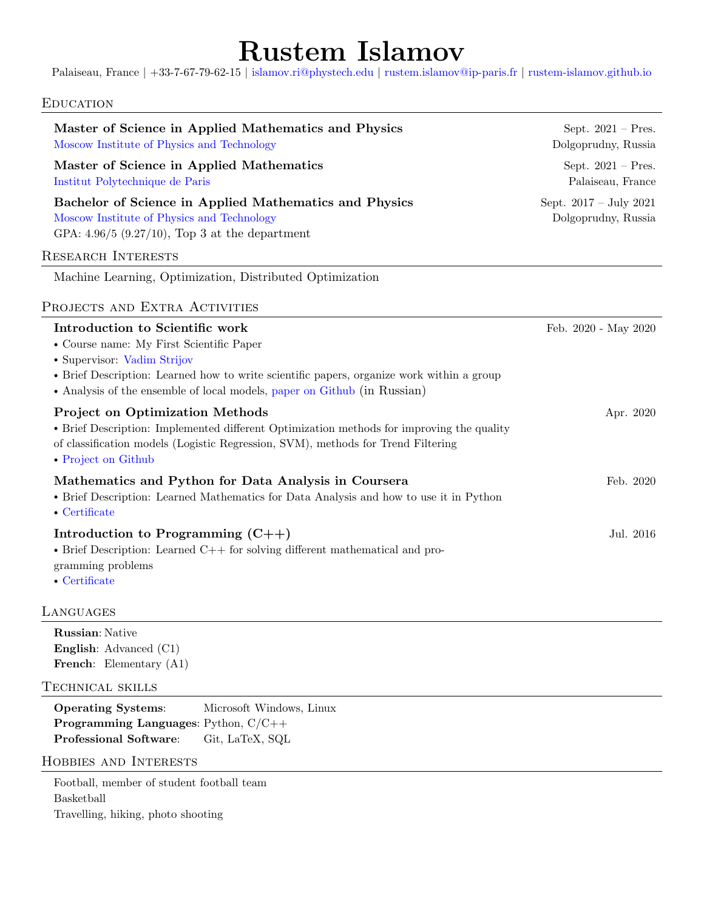# Rustem Islamov

Palaiseau, France | +33-7-67-79-62-15 | islamov.ri@phystech.edu | rustem.islamov@ip-paris.fr | rustem-islamov.github.io

## Education

**Master of Science in Applied Mathematics and Physics** — Sept. 2021 – Pres.
Moscow Institute of Physics and Technology — Dolgoprudny, Russia

**Master of Science in Applied Mathematics** — Sept. 2021 – Pres.
Institut Polytechnique de Paris — Palaiseau, France

**Bachelor of Science in Applied Mathematics and Physics** — Sept. 2017 – July 2021
Moscow Institute of Physics and Technology — Dolgoprudny, Russia
GPA: 4.96/5 (9.27/10), Top 3 at the department

## Research Interests

Machine Learning, Optimization, Distributed Optimization

## Projects and Extra Activities

**Introduction to Scientific work** — Feb. 2020 - May 2020

- Course name: My First Scientific Paper
- Supervisor: Vadim Strijov
- Brief Description: Learned how to write scientific papers, organize work within a group
- Analysis of the ensemble of local models, paper on Github (in Russian)

**Project on Optimization Methods** — Apr. 2020

- Brief Description: Implemented different Optimization methods for improving the quality of classification models (Logistic Regression, SVM), methods for Trend Filtering
- Project on Github

**Mathematics and Python for Data Analysis in Coursera** — Feb. 2020

- Brief Description: Learned Mathematics for Data Analysis and how to use it in Python
- Certificate

**Introduction to Programming (C++)** — Jul. 2016

- Brief Description: Learned C++ for solving different mathematical and programming problems
- Certificate

## Languages

**Russian**: Native
**English**: Advanced (C1)
**French**: Elementary (A1)

## Technical skills

**Operating Systems**: Microsoft Windows, Linux
**Programming Languages**: Python, C/C++
**Professional Software**: Git, LaTeX, SQL

## Hobbies and Interests

Football, member of student football team
Basketball
Travelling, hiking, photo shooting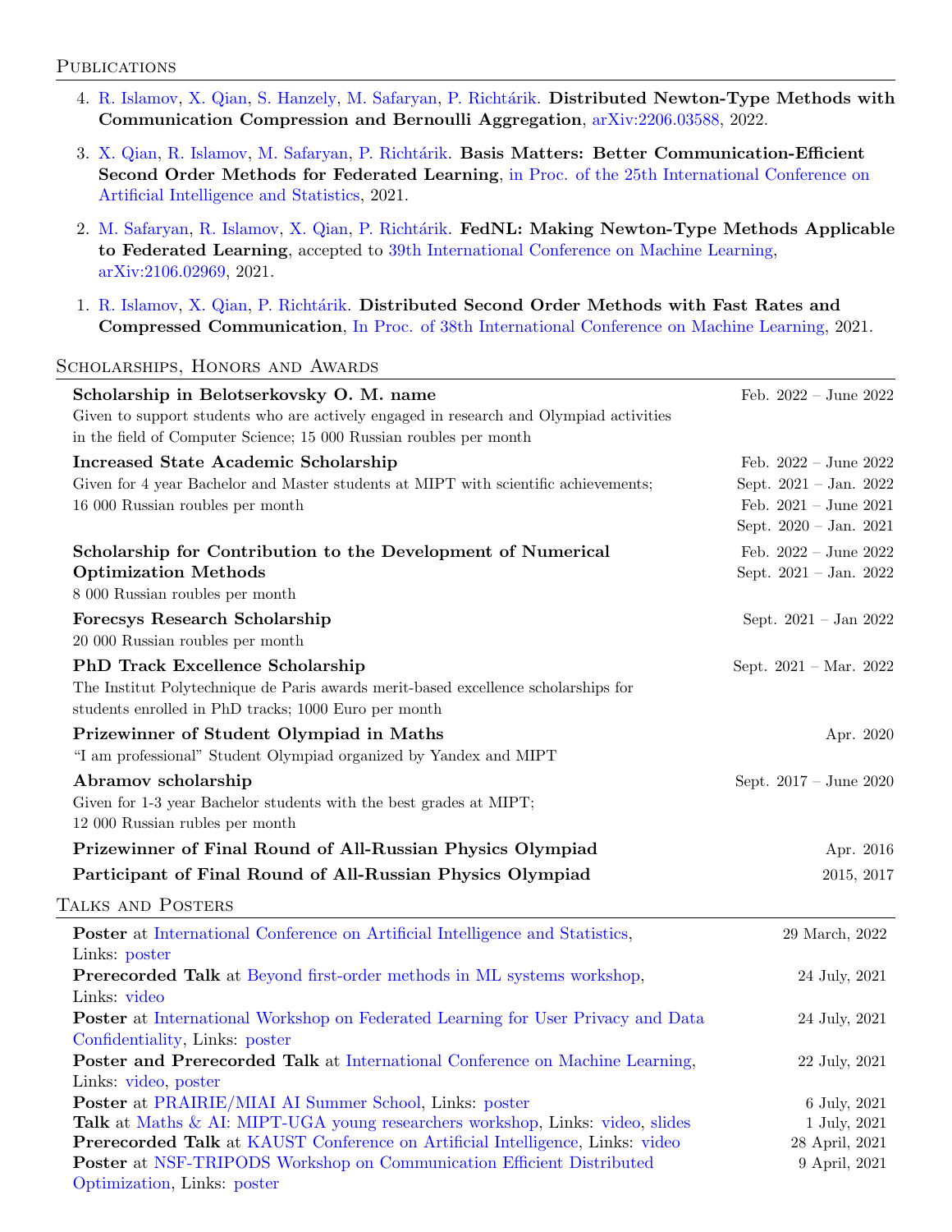## Publications

4. R. Islamov, X. Qian, S. Hanzely, M. Safaryan, P. Richtárik. **Distributed Newton-Type Methods with Communication Compression and Bernoulli Aggregation**, arXiv:2206.03588, 2022.

3. X. Qian, R. Islamov, M. Safaryan, P. Richtárik. **Basis Matters: Better Communication-Efficient Second Order Methods for Federated Learning**, in Proc. of the 25th International Conference on Artificial Intelligence and Statistics, 2021.

2. M. Safaryan, R. Islamov, X. Qian, P. Richtárik. **FedNL: Making Newton-Type Methods Applicable to Federated Learning**, accepted to 39th International Conference on Machine Learning, arXiv:2106.02969, 2021.

1. R. Islamov, X. Qian, P. Richtárik. **Distributed Second Order Methods with Fast Rates and Compressed Communication**, In Proc. of 38th International Conference on Machine Learning, 2021.

## Scholarships, Honors and Awards

**Scholarship in Belotserkovsky O. M. name** — Feb. 2022 – June 2022
Given to support students who are actively engaged in research and Olympiad activities in the field of Computer Science; 15 000 Russian roubles per month

**Increased State Academic Scholarship** — Feb. 2022 – June 2022; Sept. 2021 – Jan. 2022; Feb. 2021 – June 2021; Sept. 2020 – Jan. 2021
Given for 4 year Bachelor and Master students at MIPT with scientific achievements; 16 000 Russian roubles per month

**Scholarship for Contribution to the Development of Numerical Optimization Methods** — Feb. 2022 – June 2022; Sept. 2021 – Jan. 2022
8 000 Russian roubles per month

**Forecsys Research Scholarship** — Sept. 2021 – Jan 2022
20 000 Russian roubles per month

**PhD Track Excellence Scholarship** — Sept. 2021 – Mar. 2022
The Institut Polytechnique de Paris awards merit-based excellence scholarships for students enrolled in PhD tracks; 1000 Euro per month

**Prizewinner of Student Olympiad in Maths** — Apr. 2020
"I am professional" Student Olympiad organized by Yandex and MIPT

**Abramov scholarship** — Sept. 2017 – June 2020
Given for 1-3 year Bachelor students with the best grades at MIPT; 12 000 Russian rubles per month

**Prizewinner of Final Round of All-Russian Physics Olympiad** — Apr. 2016

**Participant of Final Round of All-Russian Physics Olympiad** — 2015, 2017

## Talks and Posters

**Poster** at International Conference on Artificial Intelligence and Statistics, Links: poster — 29 March, 2022

**Prerecorded Talk** at Beyond first-order methods in ML systems workshop, Links: video — 24 July, 2021

**Poster** at International Workshop on Federated Learning for User Privacy and Data Confidentiality, Links: poster — 24 July, 2021

**Poster and Prerecorded Talk** at International Conference on Machine Learning, Links: video, poster — 22 July, 2021

**Poster** at PRAIRIE/MIAI AI Summer School, Links: poster — 6 July, 2021

**Talk** at Maths & AI: MIPT-UGA young researchers workshop, Links: video, slides — 1 July, 2021

**Prerecorded Talk** at KAUST Conference on Artificial Intelligence, Links: video — 28 April, 2021

**Poster** at NSF-TRIPODS Workshop on Communication Efficient Distributed Optimization, Links: poster — 9 April, 2021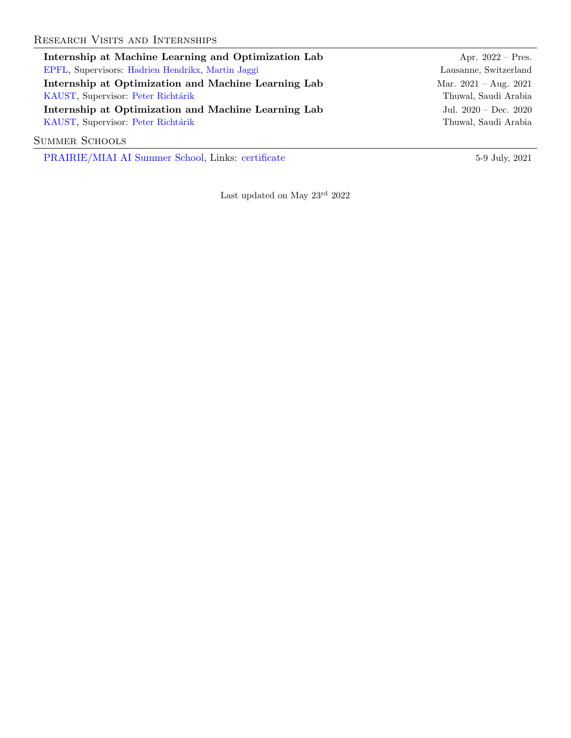## Research Visits and Internships

**Internship at Machine Learning and Optimization Lab** — Apr. 2022 – Pres.
EPFL, Supervisors: Hadrien Hendrikx, Martin Jaggi — Lausanne, Switzerland

**Internship at Optimization and Machine Learning Lab** — Mar. 2021 – Aug. 2021
KAUST, Supervisor: Peter Richtárik — Thuwal, Saudi Arabia

**Internship at Optimization and Machine Learning Lab** — Jul. 2020 – Dec. 2020
KAUST, Supervisor: Peter Richtárik — Thuwal, Saudi Arabia

## Summer Schools

PRAIRIE/MIAI AI Summer School, Links: certificate — 5-9 July, 2021

Last updated on May 23rd 2022